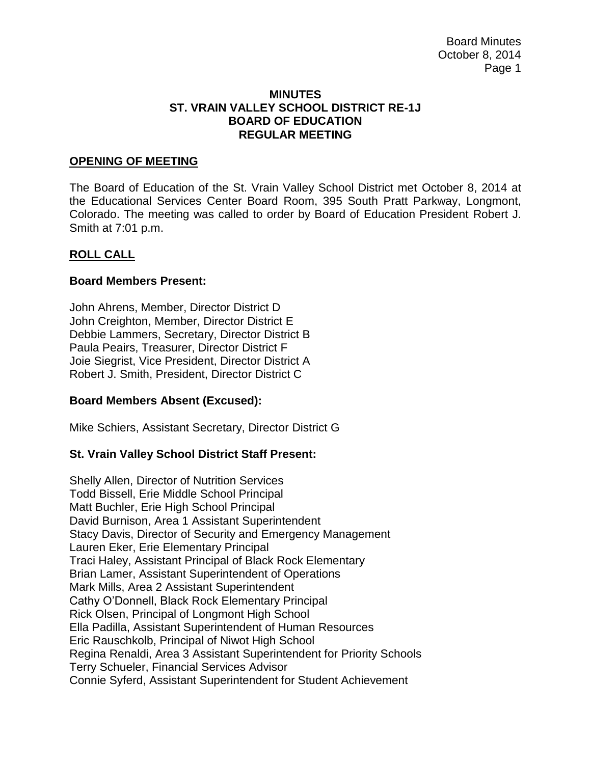# MINUTES
# ST. VRAIN VALLEY SCHOOL DISTRICT RE-1J
# BOARD OF EDUCATION
# REGULAR MEETING

## OPENING OF MEETING

The Board of Education of the St. Vrain Valley School District met October 8, 2014 at the Educational Services Center Board Room, 395 South Pratt Parkway, Longmont, Colorado. The meeting was called to order by Board of Education President Robert J. Smith at 7:01 p.m.

## ROLL CALL

### Board Members Present:

John Ahrens, Member, Director District D
John Creighton, Member, Director District E
Debbie Lammers, Secretary, Director District B
Paula Peairs, Treasurer, Director District F
Joie Siegrist, Vice President, Director District A
Robert J. Smith, President, Director District C

### Board Members Absent (Excused):

Mike Schiers, Assistant Secretary, Director District G

### St. Vrain Valley School District Staff Present:

Shelly Allen, Director of Nutrition Services
Todd Bissell, Erie Middle School Principal
Matt Buchler, Erie High School Principal
David Burnison, Area 1 Assistant Superintendent
Stacy Davis, Director of Security and Emergency Management
Lauren Eker, Erie Elementary Principal
Traci Haley, Assistant Principal of Black Rock Elementary
Brian Lamer, Assistant Superintendent of Operations
Mark Mills, Area 2 Assistant Superintendent
Cathy O'Donnell, Black Rock Elementary Principal
Rick Olsen, Principal of Longmont High School
Ella Padilla, Assistant Superintendent of Human Resources
Eric Rauschkolb, Principal of Niwot High School
Regina Renaldi, Area 3 Assistant Superintendent for Priority Schools
Terry Schueler, Financial Services Advisor
Connie Syferd, Assistant Superintendent for Student Achievement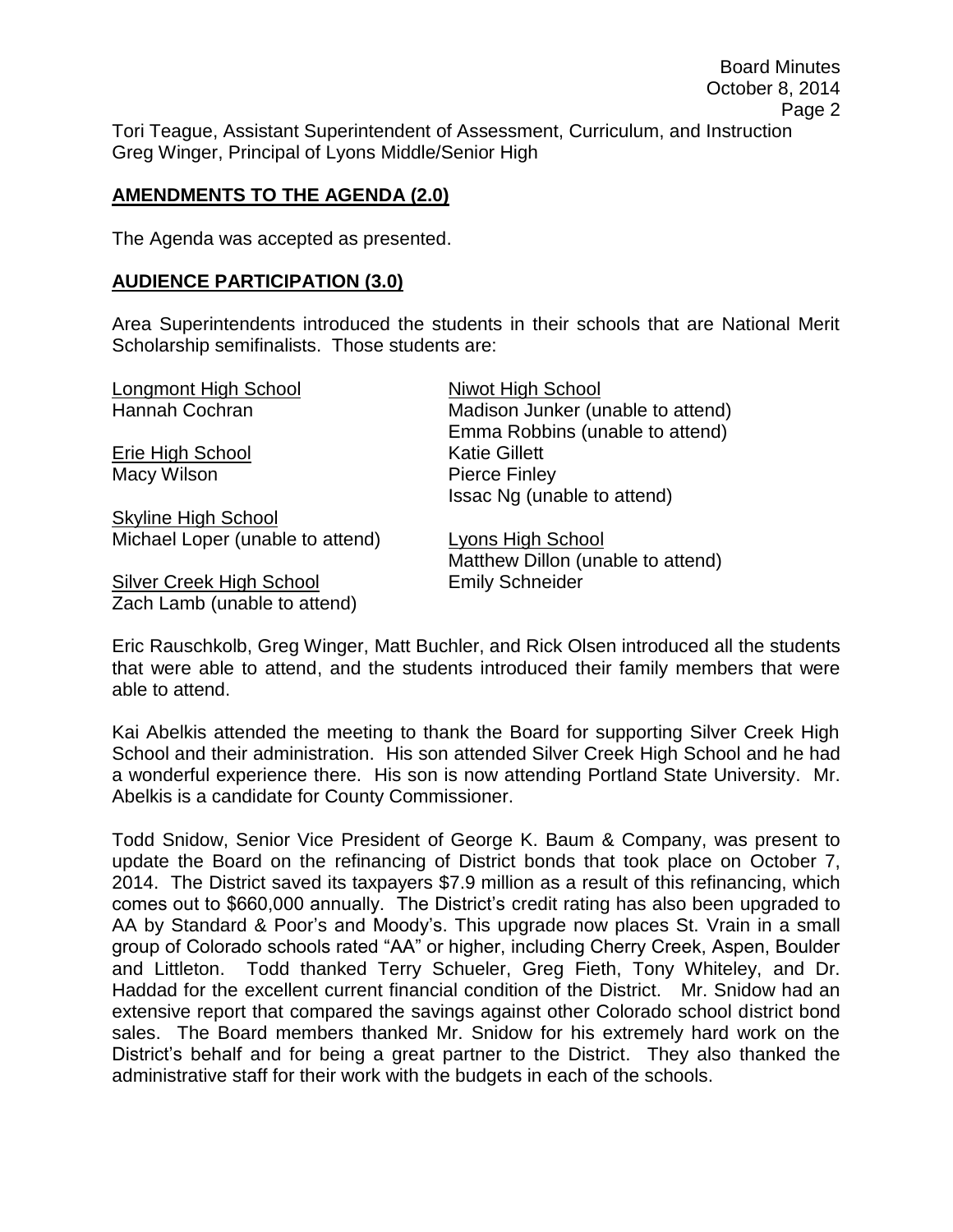Tori Teague, Assistant Superintendent of Assessment, Curriculum, and Instruction
Greg Winger, Principal of Lyons Middle/Senior High

## AMENDMENTS TO THE AGENDA (2.0)

The Agenda was accepted as presented.

## AUDIENCE PARTICIPATION (3.0)

Area Superintendents introduced the students in their schools that are National Merit Scholarship semifinalists. Those students are:

Longmont High School
Hannah Cochran

Erie High School
Macy Wilson

Skyline High School
Michael Loper (unable to attend)

Silver Creek High School
Zach Lamb (unable to attend)

Niwot High School
Madison Junker (unable to attend)
Emma Robbins (unable to attend)
Katie Gillett
Pierce Finley
Issac Ng (unable to attend)

Lyons High School
Matthew Dillon (unable to attend)
Emily Schneider

Eric Rauschkolb, Greg Winger, Matt Buchler, and Rick Olsen introduced all the students that were able to attend, and the students introduced their family members that were able to attend.

Kai Abelkis attended the meeting to thank the Board for supporting Silver Creek High School and their administration. His son attended Silver Creek High School and he had a wonderful experience there. His son is now attending Portland State University. Mr. Abelkis is a candidate for County Commissioner.

Todd Snidow, Senior Vice President of George K. Baum & Company, was present to update the Board on the refinancing of District bonds that took place on October 7, 2014. The District saved its taxpayers $7.9 million as a result of this refinancing, which comes out to $660,000 annually. The District's credit rating has also been upgraded to AA by Standard & Poor's and Moody's. This upgrade now places St. Vrain in a small group of Colorado schools rated "AA" or higher, including Cherry Creek, Aspen, Boulder and Littleton. Todd thanked Terry Schueler, Greg Fieth, Tony Whiteley, and Dr. Haddad for the excellent current financial condition of the District. Mr. Snidow had an extensive report that compared the savings against other Colorado school district bond sales. The Board members thanked Mr. Snidow for his extremely hard work on the District's behalf and for being a great partner to the District. They also thanked the administrative staff for their work with the budgets in each of the schools.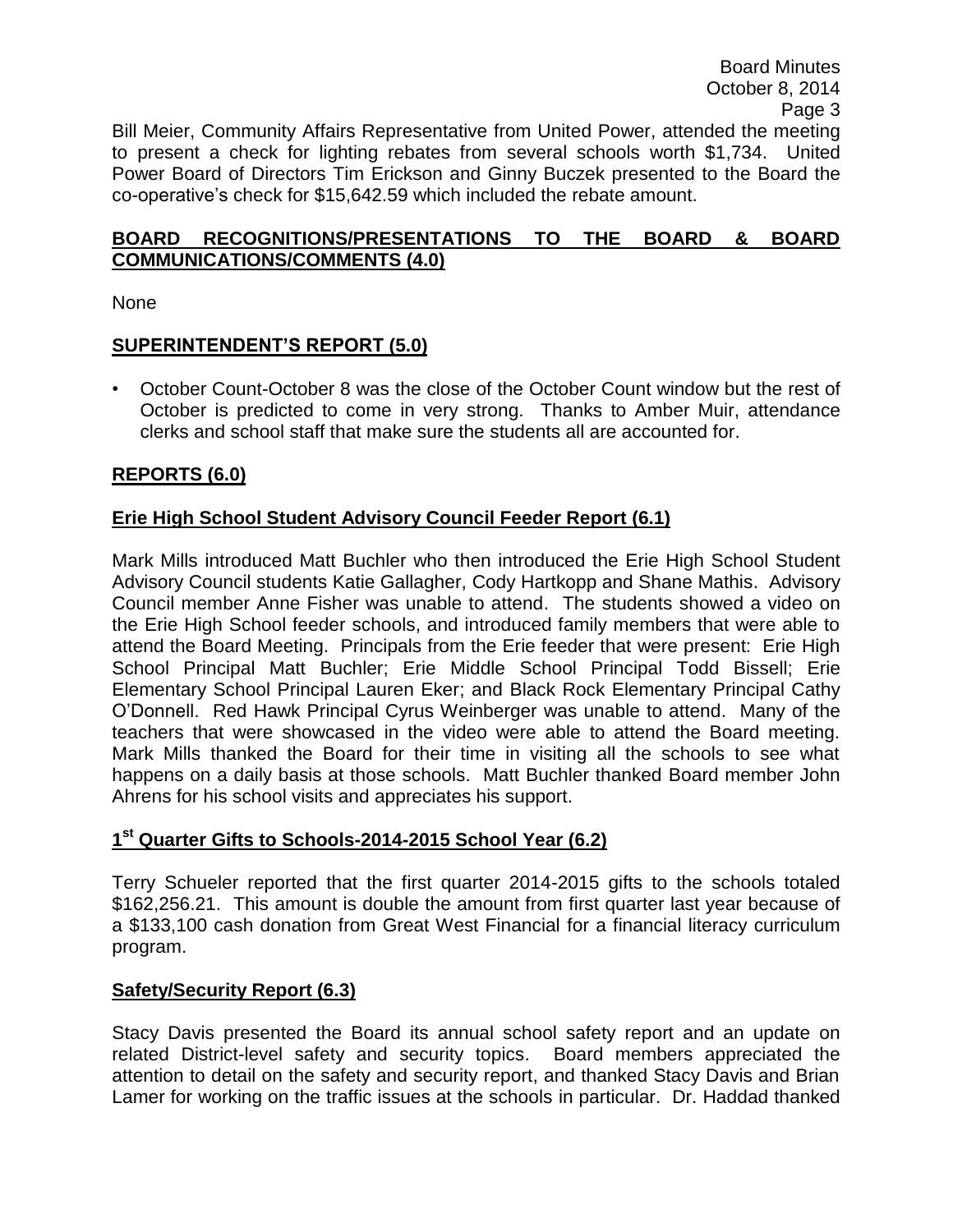Bill Meier, Community Affairs Representative from United Power, attended the meeting to present a check for lighting rebates from several schools worth $1,734. United Power Board of Directors Tim Erickson and Ginny Buczek presented to the Board the co-operative's check for $15,642.59 which included the rebate amount.

## BOARD RECOGNITIONS/PRESENTATIONS TO THE BOARD & BOARD COMMUNICATIONS/COMMENTS (4.0)

None

## SUPERINTENDENT'S REPORT (5.0)

- October Count-October 8 was the close of the October Count window but the rest of October is predicted to come in very strong. Thanks to Amber Muir, attendance clerks and school staff that make sure the students all are accounted for.

## REPORTS (6.0)

### Erie High School Student Advisory Council Feeder Report (6.1)

Mark Mills introduced Matt Buchler who then introduced the Erie High School Student Advisory Council students Katie Gallagher, Cody Hartkopp and Shane Mathis. Advisory Council member Anne Fisher was unable to attend. The students showed a video on the Erie High School feeder schools, and introduced family members that were able to attend the Board Meeting. Principals from the Erie feeder that were present: Erie High School Principal Matt Buchler; Erie Middle School Principal Todd Bissell; Erie Elementary School Principal Lauren Eker; and Black Rock Elementary Principal Cathy O'Donnell. Red Hawk Principal Cyrus Weinberger was unable to attend. Many of the teachers that were showcased in the video were able to attend the Board meeting. Mark Mills thanked the Board for their time in visiting all the schools to see what happens on a daily basis at those schools. Matt Buchler thanked Board member John Ahrens for his school visits and appreciates his support.

### 1st Quarter Gifts to Schools-2014-2015 School Year (6.2)

Terry Schueler reported that the first quarter 2014-2015 gifts to the schools totaled $162,256.21. This amount is double the amount from first quarter last year because of a $133,100 cash donation from Great West Financial for a financial literacy curriculum program.

### Safety/Security Report (6.3)

Stacy Davis presented the Board its annual school safety report and an update on related District-level safety and security topics. Board members appreciated the attention to detail on the safety and security report, and thanked Stacy Davis and Brian Lamer for working on the traffic issues at the schools in particular. Dr. Haddad thanked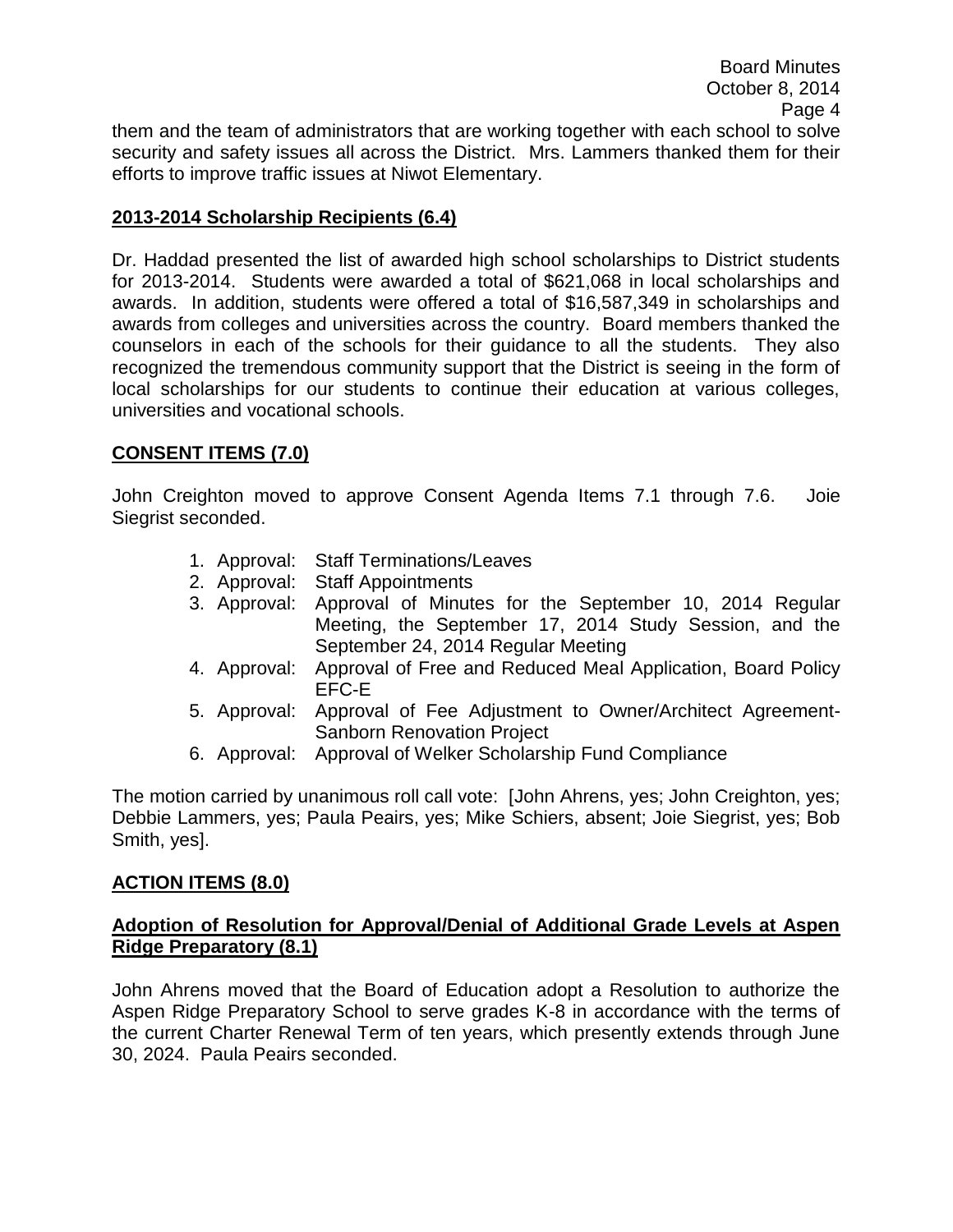them and the team of administrators that are working together with each school to solve security and safety issues all across the District. Mrs. Lammers thanked them for their efforts to improve traffic issues at Niwot Elementary.

**2013-2014 Scholarship Recipients (6.4)**

Dr. Haddad presented the list of awarded high school scholarships to District students for 2013-2014. Students were awarded a total of $621,068 in local scholarships and awards. In addition, students were offered a total of $16,587,349 in scholarships and awards from colleges and universities across the country. Board members thanked the counselors in each of the schools for their guidance to all the students. They also recognized the tremendous community support that the District is seeing in the form of local scholarships for our students to continue their education at various colleges, universities and vocational schools.

**CONSENT ITEMS (7.0)**

John Creighton moved to approve Consent Agenda Items 7.1 through 7.6. Joie Siegrist seconded.

1. Approval: Staff Terminations/Leaves
2. Approval: Staff Appointments
3. Approval: Approval of Minutes for the September 10, 2014 Regular Meeting, the September 17, 2014 Study Session, and the September 24, 2014 Regular Meeting
4. Approval: Approval of Free and Reduced Meal Application, Board Policy EFC-E
5. Approval: Approval of Fee Adjustment to Owner/Architect Agreement-Sanborn Renovation Project
6. Approval: Approval of Welker Scholarship Fund Compliance

The motion carried by unanimous roll call vote: [John Ahrens, yes; John Creighton, yes; Debbie Lammers, yes; Paula Peairs, yes; Mike Schiers, absent; Joie Siegrist, yes; Bob Smith, yes].

**ACTION ITEMS (8.0)**

**Adoption of Resolution for Approval/Denial of Additional Grade Levels at Aspen Ridge Preparatory (8.1)**

John Ahrens moved that the Board of Education adopt a Resolution to authorize the Aspen Ridge Preparatory School to serve grades K-8 in accordance with the terms of the current Charter Renewal Term of ten years, which presently extends through June 30, 2024. Paula Peairs seconded.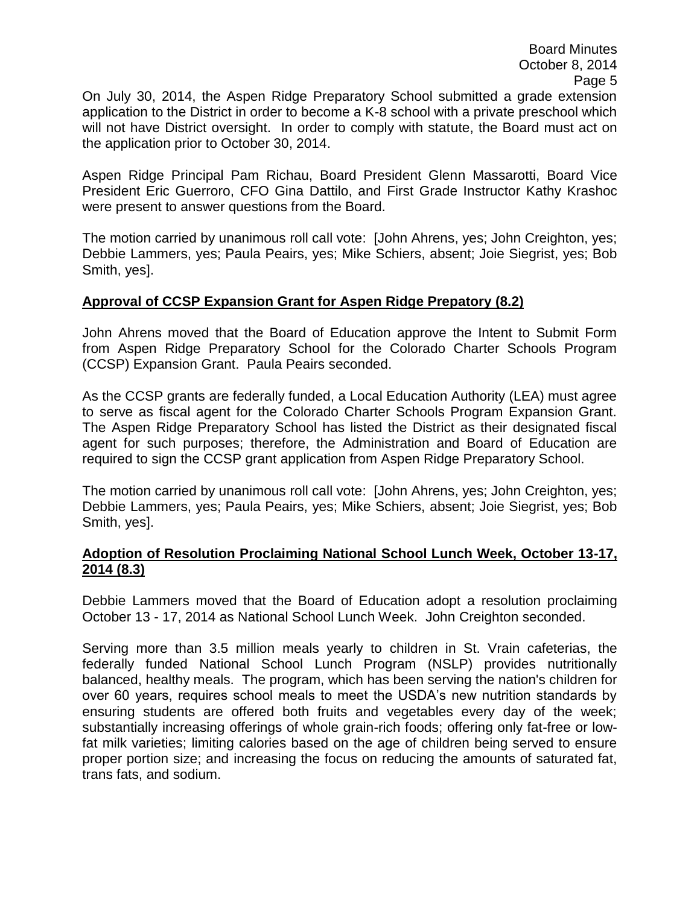On July 30, 2014, the Aspen Ridge Preparatory School submitted a grade extension application to the District in order to become a K-8 school with a private preschool which will not have District oversight. In order to comply with statute, the Board must act on the application prior to October 30, 2014.

Aspen Ridge Principal Pam Richau, Board President Glenn Massarotti, Board Vice President Eric Guerroro, CFO Gina Dattilo, and First Grade Instructor Kathy Krashoc were present to answer questions from the Board.

The motion carried by unanimous roll call vote: [John Ahrens, yes; John Creighton, yes; Debbie Lammers, yes; Paula Peairs, yes; Mike Schiers, absent; Joie Siegrist, yes; Bob Smith, yes].

**Approval of CCSP Expansion Grant for Aspen Ridge Prepatory (8.2)**

John Ahrens moved that the Board of Education approve the Intent to Submit Form from Aspen Ridge Preparatory School for the Colorado Charter Schools Program (CCSP) Expansion Grant. Paula Peairs seconded.

As the CCSP grants are federally funded, a Local Education Authority (LEA) must agree to serve as fiscal agent for the Colorado Charter Schools Program Expansion Grant. The Aspen Ridge Preparatory School has listed the District as their designated fiscal agent for such purposes; therefore, the Administration and Board of Education are required to sign the CCSP grant application from Aspen Ridge Preparatory School.

The motion carried by unanimous roll call vote: [John Ahrens, yes; John Creighton, yes; Debbie Lammers, yes; Paula Peairs, yes; Mike Schiers, absent; Joie Siegrist, yes; Bob Smith, yes].

**Adoption of Resolution Proclaiming National School Lunch Week, October 13-17, 2014 (8.3)**

Debbie Lammers moved that the Board of Education adopt a resolution proclaiming October 13 - 17, 2014 as National School Lunch Week. John Creighton seconded.

Serving more than 3.5 million meals yearly to children in St. Vrain cafeterias, the federally funded National School Lunch Program (NSLP) provides nutritionally balanced, healthy meals. The program, which has been serving the nation's children for over 60 years, requires school meals to meet the USDA's new nutrition standards by ensuring students are offered both fruits and vegetables every day of the week; substantially increasing offerings of whole grain-rich foods; offering only fat-free or low-fat milk varieties; limiting calories based on the age of children being served to ensure proper portion size; and increasing the focus on reducing the amounts of saturated fat, trans fats, and sodium.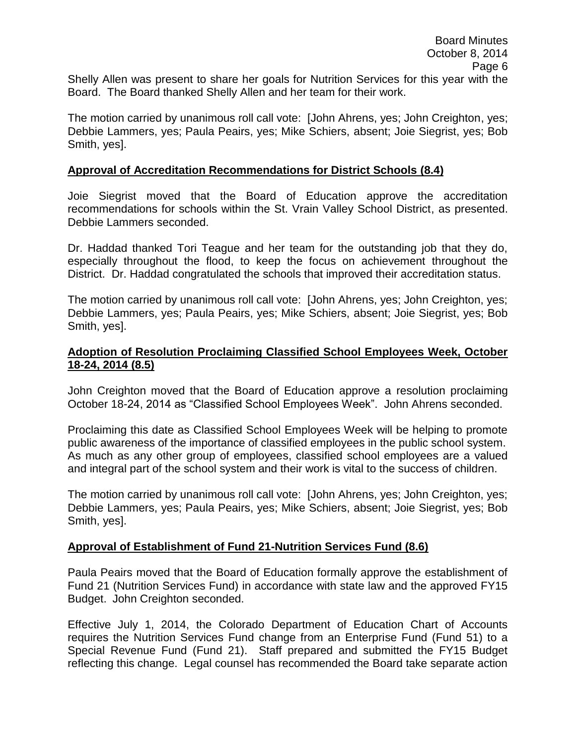Shelly Allen was present to share her goals for Nutrition Services for this year with the Board. The Board thanked Shelly Allen and her team for their work.

The motion carried by unanimous roll call vote: [John Ahrens, yes; John Creighton, yes; Debbie Lammers, yes; Paula Peairs, yes; Mike Schiers, absent; Joie Siegrist, yes; Bob Smith, yes].

**Approval of Accreditation Recommendations for District Schools (8.4)**

Joie Siegrist moved that the Board of Education approve the accreditation recommendations for schools within the St. Vrain Valley School District, as presented. Debbie Lammers seconded.

Dr. Haddad thanked Tori Teague and her team for the outstanding job that they do, especially throughout the flood, to keep the focus on achievement throughout the District. Dr. Haddad congratulated the schools that improved their accreditation status.

The motion carried by unanimous roll call vote: [John Ahrens, yes; John Creighton, yes; Debbie Lammers, yes; Paula Peairs, yes; Mike Schiers, absent; Joie Siegrist, yes; Bob Smith, yes].

**Adoption of Resolution Proclaiming Classified School Employees Week, October 18-24, 2014 (8.5)**

John Creighton moved that the Board of Education approve a resolution proclaiming October 18-24, 2014 as "Classified School Employees Week". John Ahrens seconded.

Proclaiming this date as Classified School Employees Week will be helping to promote public awareness of the importance of classified employees in the public school system. As much as any other group of employees, classified school employees are a valued and integral part of the school system and their work is vital to the success of children.

The motion carried by unanimous roll call vote: [John Ahrens, yes; John Creighton, yes; Debbie Lammers, yes; Paula Peairs, yes; Mike Schiers, absent; Joie Siegrist, yes; Bob Smith, yes].

**Approval of Establishment of Fund 21-Nutrition Services Fund (8.6)**

Paula Peairs moved that the Board of Education formally approve the establishment of Fund 21 (Nutrition Services Fund) in accordance with state law and the approved FY15 Budget. John Creighton seconded.

Effective July 1, 2014, the Colorado Department of Education Chart of Accounts requires the Nutrition Services Fund change from an Enterprise Fund (Fund 51) to a Special Revenue Fund (Fund 21). Staff prepared and submitted the FY15 Budget reflecting this change. Legal counsel has recommended the Board take separate action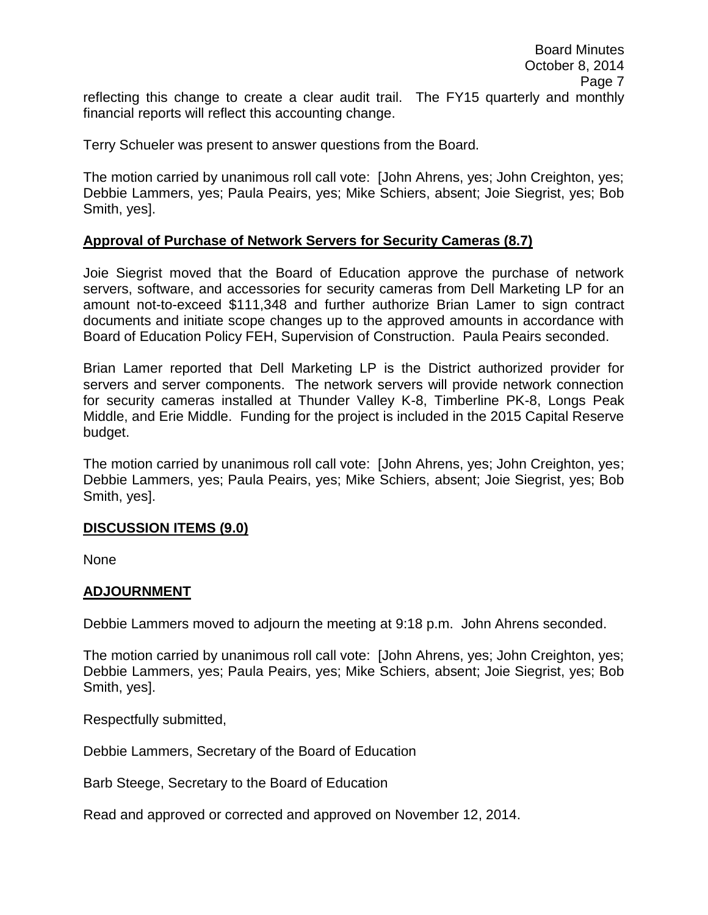reflecting this change to create a clear audit trail. The FY15 quarterly and monthly financial reports will reflect this accounting change.

Terry Schueler was present to answer questions from the Board.

The motion carried by unanimous roll call vote: [John Ahrens, yes; John Creighton, yes; Debbie Lammers, yes; Paula Peairs, yes; Mike Schiers, absent; Joie Siegrist, yes; Bob Smith, yes].

**Approval of Purchase of Network Servers for Security Cameras (8.7)**

Joie Siegrist moved that the Board of Education approve the purchase of network servers, software, and accessories for security cameras from Dell Marketing LP for an amount not-to-exceed $111,348 and further authorize Brian Lamer to sign contract documents and initiate scope changes up to the approved amounts in accordance with Board of Education Policy FEH, Supervision of Construction. Paula Peairs seconded.

Brian Lamer reported that Dell Marketing LP is the District authorized provider for servers and server components. The network servers will provide network connection for security cameras installed at Thunder Valley K-8, Timberline PK-8, Longs Peak Middle, and Erie Middle. Funding for the project is included in the 2015 Capital Reserve budget.

The motion carried by unanimous roll call vote: [John Ahrens, yes; John Creighton, yes; Debbie Lammers, yes; Paula Peairs, yes; Mike Schiers, absent; Joie Siegrist, yes; Bob Smith, yes].

**DISCUSSION ITEMS (9.0)**

None

**ADJOURNMENT**

Debbie Lammers moved to adjourn the meeting at 9:18 p.m. John Ahrens seconded.

The motion carried by unanimous roll call vote: [John Ahrens, yes; John Creighton, yes; Debbie Lammers, yes; Paula Peairs, yes; Mike Schiers, absent; Joie Siegrist, yes; Bob Smith, yes].

Respectfully submitted,

Debbie Lammers, Secretary of the Board of Education

Barb Steege, Secretary to the Board of Education

Read and approved or corrected and approved on November 12, 2014.